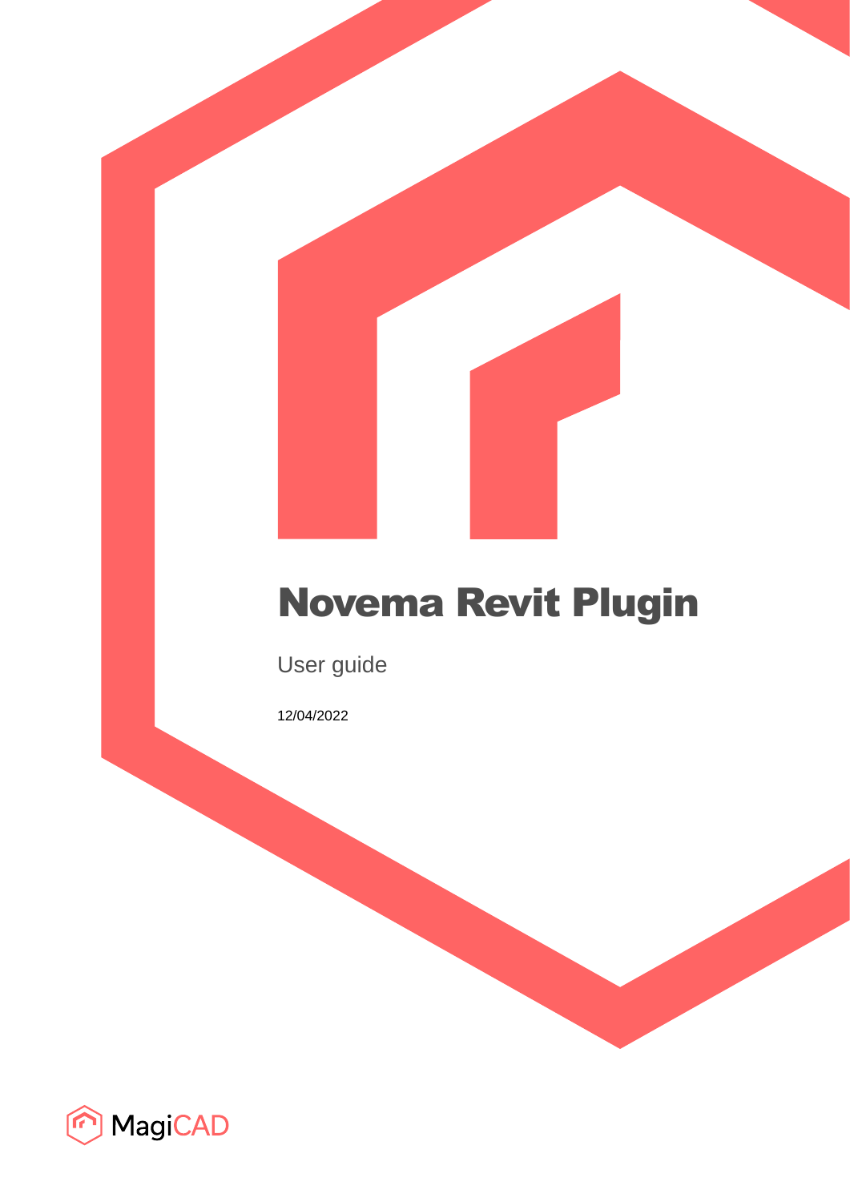# Novema Revit Plugin

User guide

12/04/2022

MagiCAD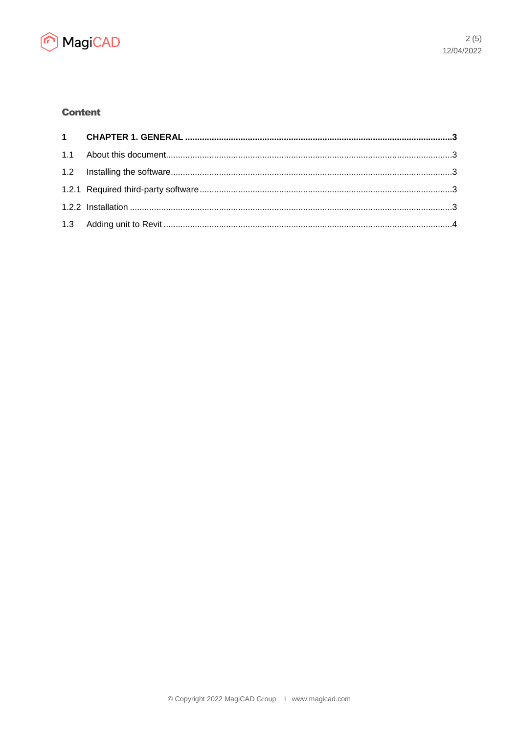## Content

**1 CHAPTER 1. GENERAL ......................................................................................................3**

1.1 About this document.................................................................................................................3

1.2 Installing the software...............................................................................................................3

1.2.1 Required third-party software...................................................................................................3

1.2.2 Installation ................................................................................................................................3

1.3 Adding unit to Revit ..................................................................................................................4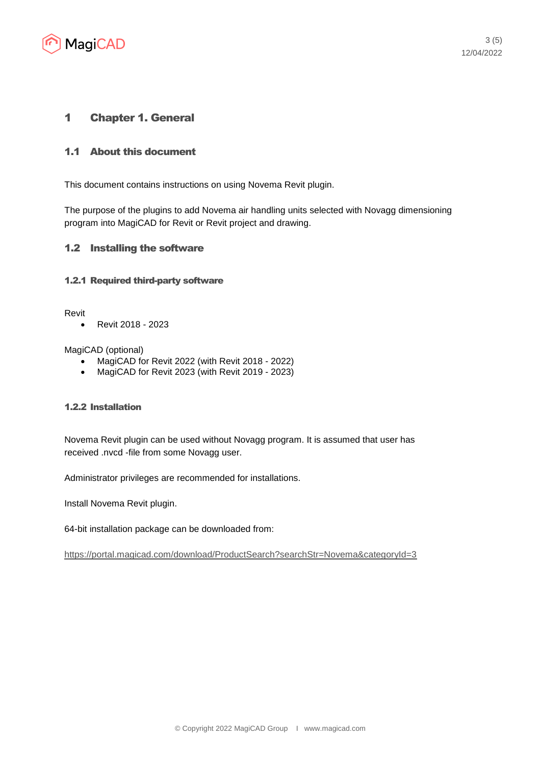# 1 Chapter 1. General

## 1.1 About this document

This document contains instructions on using Novema Revit plugin.

The purpose of the plugins to add Novema air handling units selected with Novagg dimensioning program into MagiCAD for Revit or Revit project and drawing.

## 1.2 Installing the software

### 1.2.1 Required third-party software

Revit

- Revit 2018 - 2023

MagiCAD (optional)

- MagiCAD for Revit 2022 (with Revit 2018 - 2022)
- MagiCAD for Revit 2023 (with Revit 2019 - 2023)

### 1.2.2 Installation

Novema Revit plugin can be used without Novagg program. It is assumed that user has received .nvcd -file from some Novagg user.

Administrator privileges are recommended for installations.

Install Novema Revit plugin.

64-bit installation package can be downloaded from:

https://portal.magicad.com/download/ProductSearch?searchStr=Novema&categoryId=3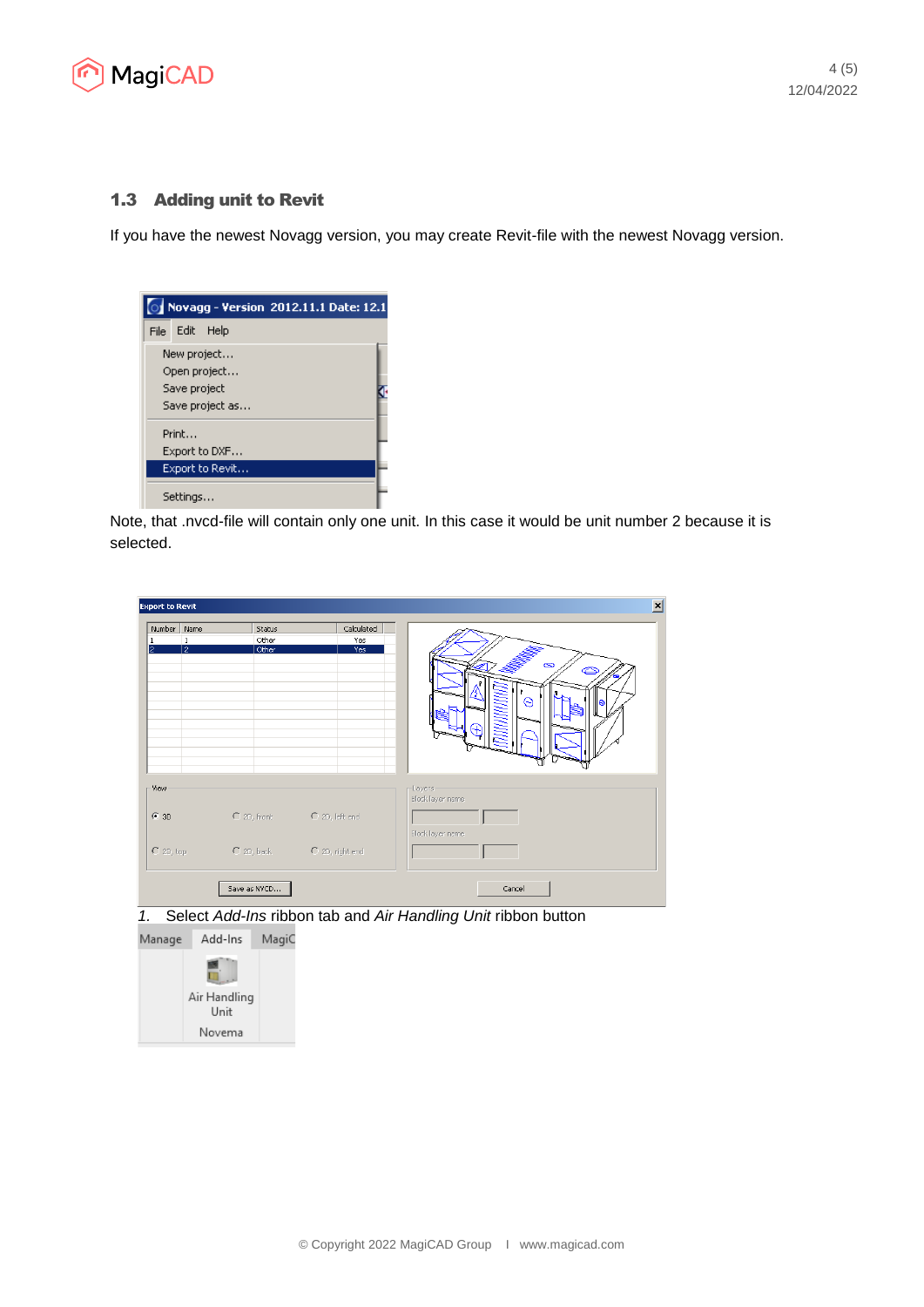## 1.3 Adding unit to Revit

If you have the newest Novagg version, you may create Revit-file with the newest Novagg version.

Note, that .nvcd-file will contain only one unit. In this case it would be unit number 2 because it is selected.

1. Select *Add-Ins* ribbon tab and *Air Handling Unit* ribbon button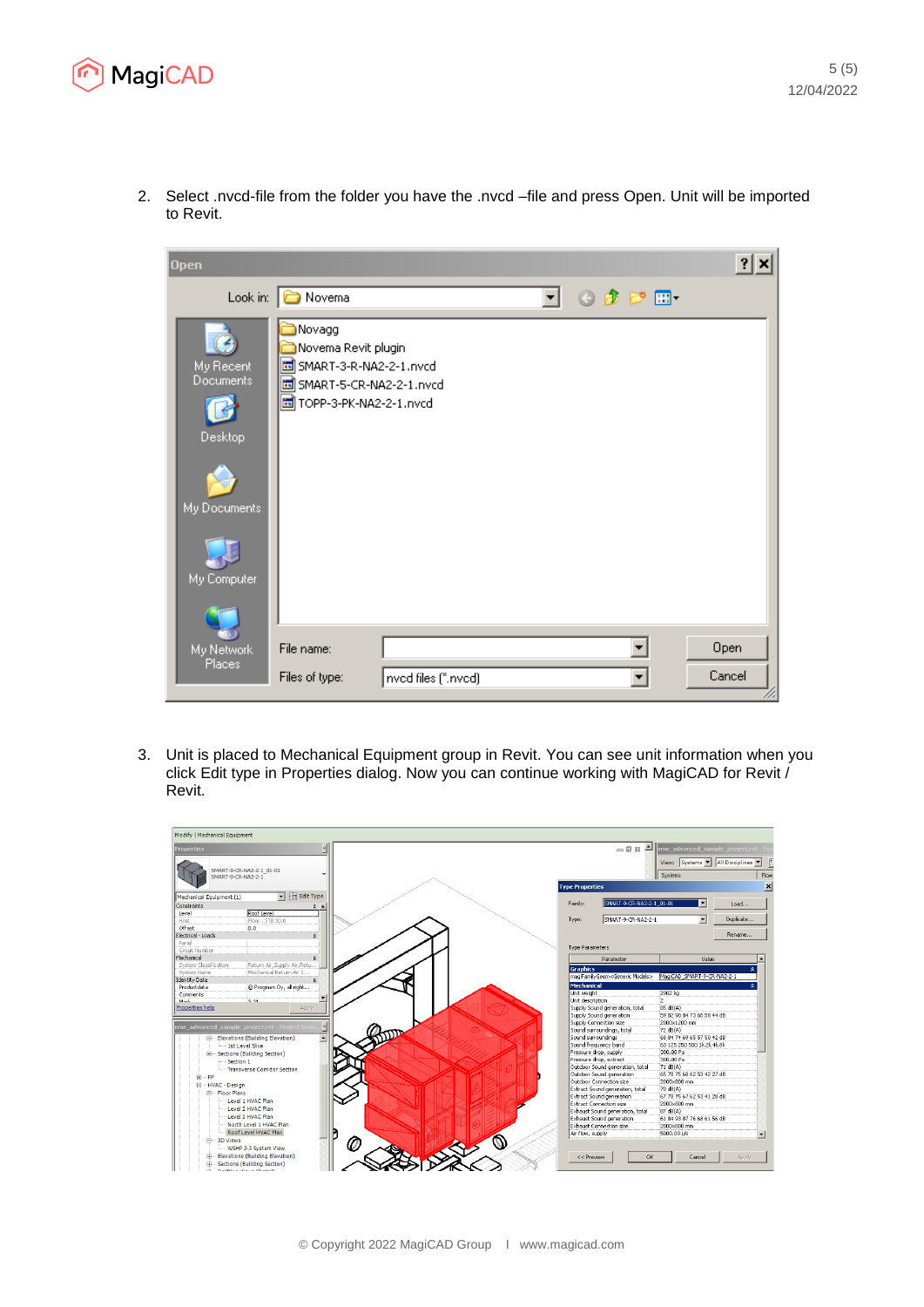2. Select .nvcd-file from the folder you have the .nvcd –file and press Open. Unit will be imported to Revit.

3. Unit is placed to Mechanical Equipment group in Revit. You can see unit information when you click Edit type in Properties dialog. Now you can continue working with MagiCAD for Revit / Revit.